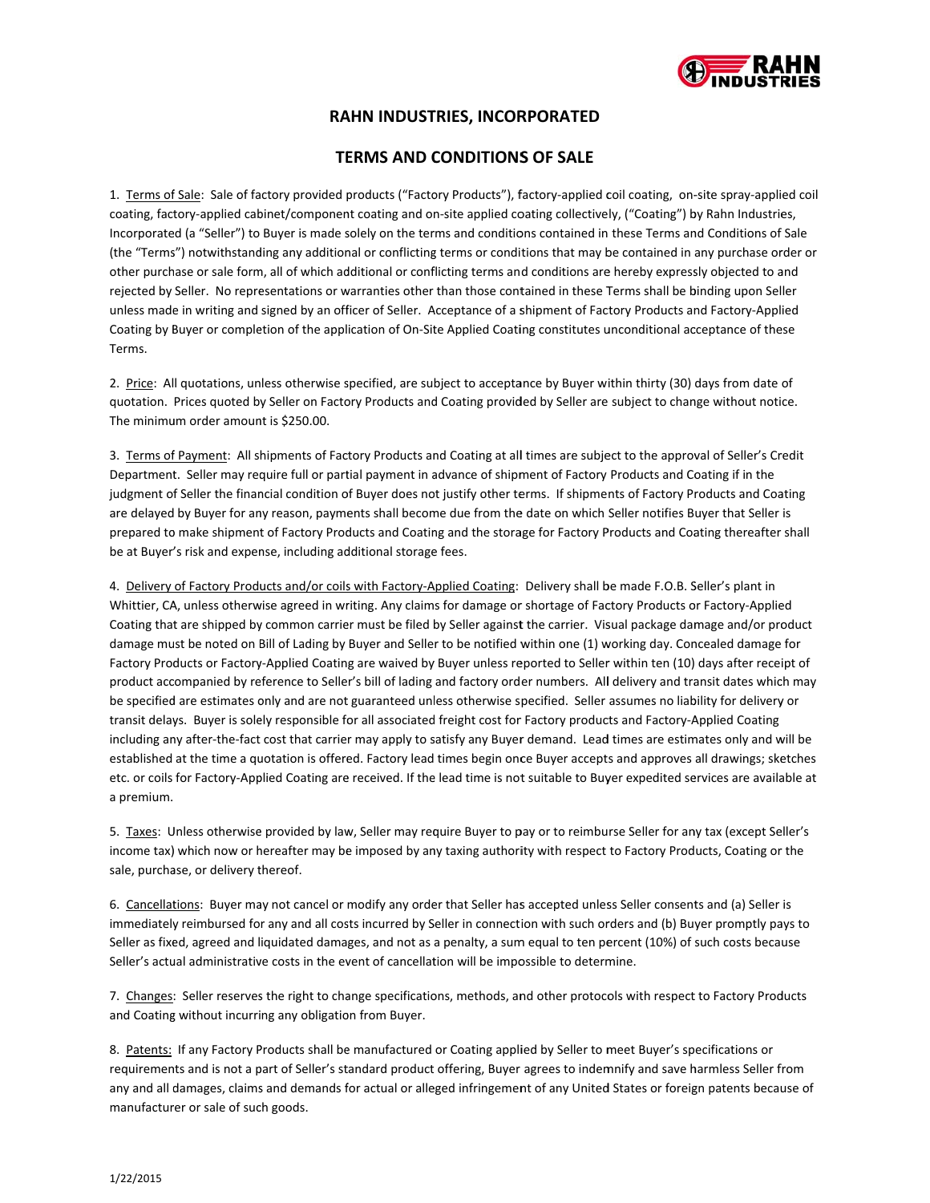# RAHN INDUSTRIES, INCORPORATED

## TERMS AND CONDITIONS OF SALE

1. Terms of Sale: Sale of factory provided products ("Factory Products"), factory-applied coil coating, on-site spray-applied coil coating, factory-applied cabinet/component coating and on-site applied coating collectively, ("Coating") by Rahn Industries, Incorporated (a "Seller") to Buyer is made solely on the terms and conditions contained in these Terms and Conditions of Sale (the "Terms") notwithstanding any additional or conflicting terms or conditions that may be contained in any purchase order or other purchase or sale form, all of which additional or conflicting terms and conditions are hereby expressly objected to and rejected by Seller. No representations or warranties other than those contained in these Terms shall be binding upon Seller unless made in writing and signed by an officer of Seller. Acceptance of a shipment of Factory Products and Factory-Applied Coating by Buyer or completion of the application of On-Site Applied Coating constitutes unconditional acceptance of these Terms.

2. Price: All quotations, unless otherwise specified, are subject to acceptance by Buyer within thirty (30) days from date of quotation. Prices quoted by Seller on Factory Products and Coating provided by Seller are subject to change without notice. The minimum order amount is $250.00.

3. Terms of Payment: All shipments of Factory Products and Coating at all times are subject to the approval of Seller's Credit Department. Seller may require full or partial payment in advance of shipment of Factory Products and Coating if in the judgment of Seller the financial condition of Buyer does not justify other terms. If shipments of Factory Products and Coating are delayed by Buyer for any reason, payments shall become due from the date on which Seller notifies Buyer that Seller is prepared to make shipment of Factory Products and Coating and the storage for Factory Products and Coating thereafter shall be at Buyer's risk and expense, including additional storage fees.

4. Delivery of Factory Products and/or coils with Factory-Applied Coating: Delivery shall be made F.O.B. Seller's plant in Whittier, CA, unless otherwise agreed in writing. Any claims for damage or shortage of Factory Products or Factory-Applied Coating that are shipped by common carrier must be filed by Seller against the carrier. Visual package damage and/or product damage must be noted on Bill of Lading by Buyer and Seller to be notified within one (1) working day. Concealed damage for Factory Products or Factory-Applied Coating are waived by Buyer unless reported to Seller within ten (10) days after receipt of product accompanied by reference to Seller's bill of lading and factory order numbers. All delivery and transit dates which may be specified are estimates only and are not guaranteed unless otherwise specified. Seller assumes no liability for delivery or transit delays. Buyer is solely responsible for all associated freight cost for Factory products and Factory-Applied Coating including any after-the-fact cost that carrier may apply to satisfy any Buyer demand. Lead times are estimates only and will be established at the time a quotation is offered. Factory lead times begin once Buyer accepts and approves all drawings; sketches etc. or coils for Factory-Applied Coating are received. If the lead time is not suitable to Buyer expedited services are available at a premium.

5. Taxes: Unless otherwise provided by law, Seller may require Buyer to pay or to reimburse Seller for any tax (except Seller's income tax) which now or hereafter may be imposed by any taxing authority with respect to Factory Products, Coating or the sale, purchase, or delivery thereof.

6. Cancellations: Buyer may not cancel or modify any order that Seller has accepted unless Seller consents and (a) Seller is immediately reimbursed for any and all costs incurred by Seller in connection with such orders and (b) Buyer promptly pays to Seller as fixed, agreed and liquidated damages, and not as a penalty, a sum equal to ten percent (10%) of such costs because Seller's actual administrative costs in the event of cancellation will be impossible to determine.

7. Changes: Seller reserves the right to change specifications, methods, and other protocols with respect to Factory Products and Coating without incurring any obligation from Buyer.

8. Patents: If any Factory Products shall be manufactured or Coating applied by Seller to meet Buyer's specifications or requirements and is not a part of Seller's standard product offering, Buyer agrees to indemnify and save harmless Seller from any and all damages, claims and demands for actual or alleged infringement of any United States or foreign patents because of manufacturer or sale of such goods.

1/22/2015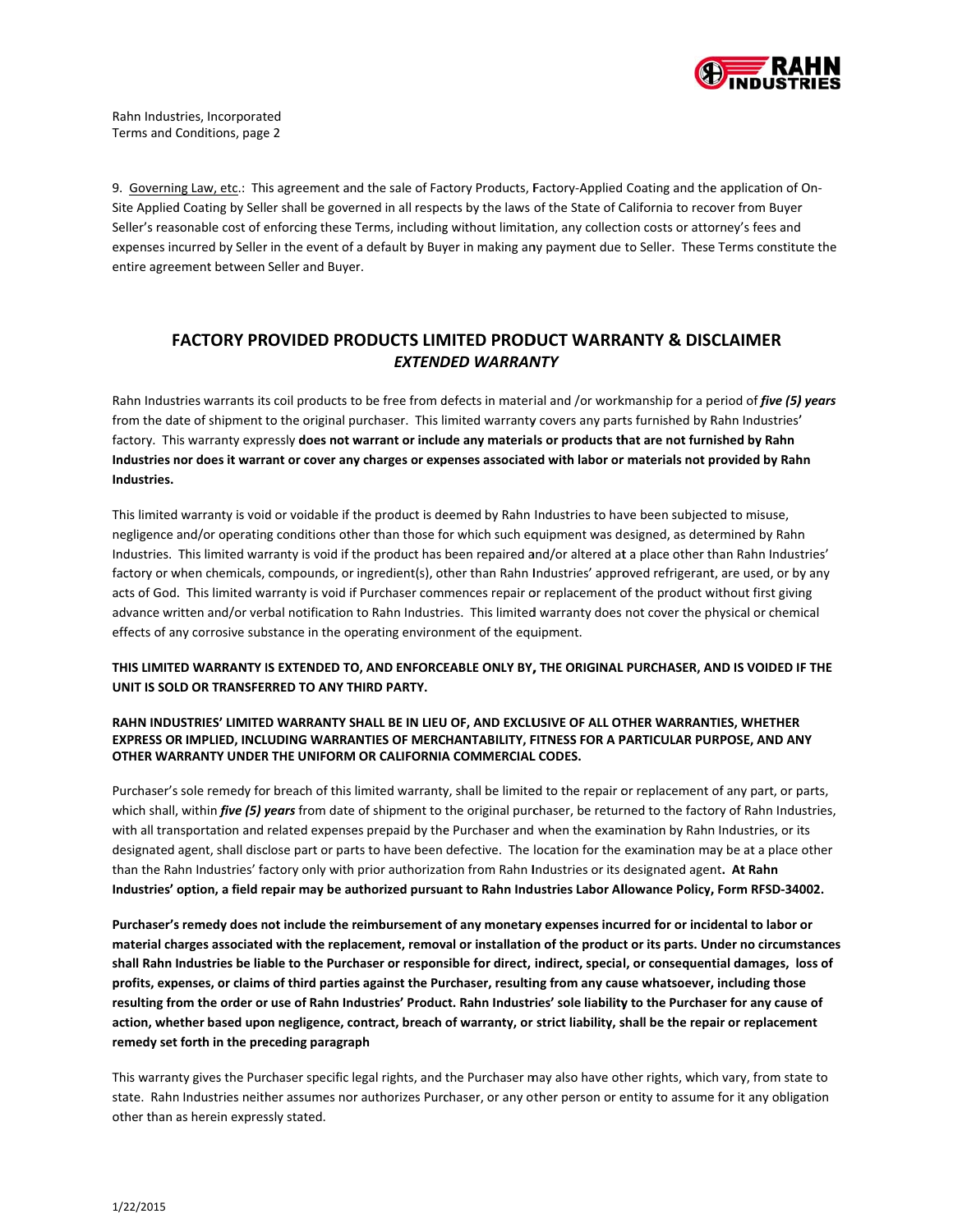9. Governing Law, etc.: This agreement and the sale of Factory Products, Factory-Applied Coating and the application of On-Site Applied Coating by Seller shall be governed in all respects by the laws of the State of California to recover from Buyer Seller's reasonable cost of enforcing these Terms, including without limitation, any collection costs or attorney's fees and expenses incurred by Seller in the event of a default by Buyer in making any payment due to Seller. These Terms constitute the entire agreement between Seller and Buyer.

## FACTORY PROVIDED PRODUCTS LIMITED PRODUCT WARRANTY & DISCLAIMER
### *EXTENDED WARRANTY*

Rahn Industries warrants its coil products to be free from defects in material and /or workmanship for a period of ***five (5) years*** from the date of shipment to the original purchaser. This limited warranty covers any parts furnished by Rahn Industries' factory. This warranty expressly **does not warrant or include any materials or products that are not furnished by Rahn Industries nor does it warrant or cover any charges or expenses associated with labor or materials not provided by Rahn Industries.**

This limited warranty is void or voidable if the product is deemed by Rahn Industries to have been subjected to misuse, negligence and/or operating conditions other than those for which such equipment was designed, as determined by Rahn Industries. This limited warranty is void if the product has been repaired and/or altered at a place other than Rahn Industries' factory or when chemicals, compounds, or ingredient(s), other than Rahn Industries' approved refrigerant, are used, or by any acts of God. This limited warranty is void if Purchaser commences repair or replacement of the product without first giving advance written and/or verbal notification to Rahn Industries. This limited warranty does not cover the physical or chemical effects of any corrosive substance in the operating environment of the equipment.

**THIS LIMITED WARRANTY IS EXTENDED TO, AND ENFORCEABLE ONLY BY, THE ORIGINAL PURCHASER, AND IS VOIDED IF THE UNIT IS SOLD OR TRANSFERRED TO ANY THIRD PARTY.**

**RAHN INDUSTRIES' LIMITED WARRANTY SHALL BE IN LIEU OF, AND EXCLUSIVE OF ALL OTHER WARRANTIES, WHETHER EXPRESS OR IMPLIED, INCLUDING WARRANTIES OF MERCHANTABILITY, FITNESS FOR A PARTICULAR PURPOSE, AND ANY OTHER WARRANTY UNDER THE UNIFORM OR CALIFORNIA COMMERCIAL CODES.**

Purchaser's sole remedy for breach of this limited warranty, shall be limited to the repair or replacement of any part, or parts, which shall, within ***five (5) years*** from date of shipment to the original purchaser, be returned to the factory of Rahn Industries, with all transportation and related expenses prepaid by the Purchaser and when the examination by Rahn Industries, or its designated agent, shall disclose part or parts to have been defective. The location for the examination may be at a place other than the Rahn Industries' factory only with prior authorization from Rahn Industries or its designated agent**. At Rahn Industries' option, a field repair may be authorized pursuant to Rahn Industries Labor Allowance Policy, Form RFSD-34002.**

**Purchaser's remedy does not include the reimbursement of any monetary expenses incurred for or incidental to labor or material charges associated with the replacement, removal or installation of the product or its parts. Under no circumstances shall Rahn Industries be liable to the Purchaser or responsible for direct, indirect, special, or consequential damages, loss of profits, expenses, or claims of third parties against the Purchaser, resulting from any cause whatsoever, including those resulting from the order or use of Rahn Industries' Product. Rahn Industries' sole liability to the Purchaser for any cause of action, whether based upon negligence, contract, breach of warranty, or strict liability, shall be the repair or replacement remedy set forth in the preceding paragraph**

This warranty gives the Purchaser specific legal rights, and the Purchaser may also have other rights, which vary, from state to state. Rahn Industries neither assumes nor authorizes Purchaser, or any other person or entity to assume for it any obligation other than as herein expressly stated.

1/22/2015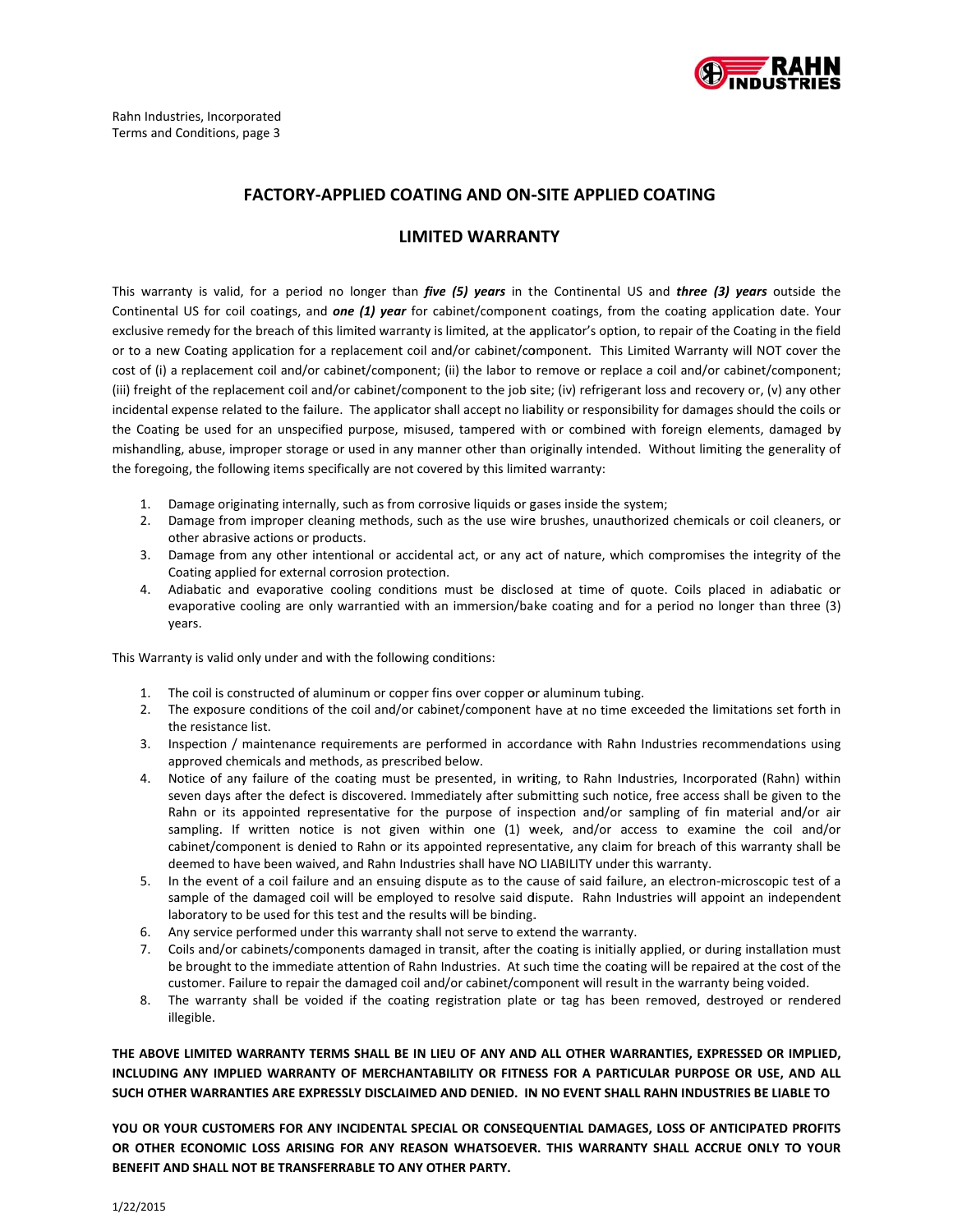## FACTORY-APPLIED COATING AND ON-SITE APPLIED COATING

## LIMITED WARRANTY

This warranty is valid, for a period no longer than ***five (5) years*** in the Continental US and ***three (3) years*** outside the Continental US for coil coatings, and ***one (1) year*** for cabinet/component coatings, from the coating application date. Your exclusive remedy for the breach of this limited warranty is limited, at the applicator's option, to repair of the Coating in the field or to a new Coating application for a replacement coil and/or cabinet/component. This Limited Warranty will NOT cover the cost of (i) a replacement coil and/or cabinet/component; (ii) the labor to remove or replace a coil and/or cabinet/component; (iii) freight of the replacement coil and/or cabinet/component to the job site; (iv) refrigerant loss and recovery or, (v) any other incidental expense related to the failure. The applicator shall accept no liability or responsibility for damages should the coils or the Coating be used for an unspecified purpose, misused, tampered with or combined with foreign elements, damaged by mishandling, abuse, improper storage or used in any manner other than originally intended. Without limiting the generality of the foregoing, the following items specifically are not covered by this limited warranty:

1. Damage originating internally, such as from corrosive liquids or gases inside the system;
2. Damage from improper cleaning methods, such as the use wire brushes, unauthorized chemicals or coil cleaners, or other abrasive actions or products.
3. Damage from any other intentional or accidental act, or any act of nature, which compromises the integrity of the Coating applied for external corrosion protection.
4. Adiabatic and evaporative cooling conditions must be disclosed at time of quote. Coils placed in adiabatic or evaporative cooling are only warrantied with an immersion/bake coating and for a period no longer than three (3) years.

This Warranty is valid only under and with the following conditions:

1. The coil is constructed of aluminum or copper fins over copper or aluminum tubing.
2. The exposure conditions of the coil and/or cabinet/component have at no time exceeded the limitations set forth in the resistance list.
3. Inspection / maintenance requirements are performed in accordance with Rahn Industries recommendations using approved chemicals and methods, as prescribed below.
4. Notice of any failure of the coating must be presented, in writing, to Rahn Industries, Incorporated (Rahn) within seven days after the defect is discovered. Immediately after submitting such notice, free access shall be given to the Rahn or its appointed representative for the purpose of inspection and/or sampling of fin material and/or air sampling. If written notice is not given within one (1) week, and/or access to examine the coil and/or cabinet/component is denied to Rahn or its appointed representative, any claim for breach of this warranty shall be deemed to have been waived, and Rahn Industries shall have NO LIABILITY under this warranty.
5. In the event of a coil failure and an ensuing dispute as to the cause of said failure, an electron-microscopic test of a sample of the damaged coil will be employed to resolve said dispute. Rahn Industries will appoint an independent laboratory to be used for this test and the results will be binding.
6. Any service performed under this warranty shall not serve to extend the warranty.
7. Coils and/or cabinets/components damaged in transit, after the coating is initially applied, or during installation must be brought to the immediate attention of Rahn Industries. At such time the coating will be repaired at the cost of the customer. Failure to repair the damaged coil and/or cabinet/component will result in the warranty being voided.
8. The warranty shall be voided if the coating registration plate or tag has been removed, destroyed or rendered illegible.

**THE ABOVE LIMITED WARRANTY TERMS SHALL BE IN LIEU OF ANY AND ALL OTHER WARRANTIES, EXPRESSED OR IMPLIED, INCLUDING ANY IMPLIED WARRANTY OF MERCHANTABILITY OR FITNESS FOR A PARTICULAR PURPOSE OR USE, AND ALL SUCH OTHER WARRANTIES ARE EXPRESSLY DISCLAIMED AND DENIED. IN NO EVENT SHALL RAHN INDUSTRIES BE LIABLE TO**

**YOU OR YOUR CUSTOMERS FOR ANY INCIDENTAL SPECIAL OR CONSEQUENTIAL DAMAGES, LOSS OF ANTICIPATED PROFITS OR OTHER ECONOMIC LOSS ARISING FOR ANY REASON WHATSOEVER. THIS WARRANTY SHALL ACCRUE ONLY TO YOUR BENEFIT AND SHALL NOT BE TRANSFERRABLE TO ANY OTHER PARTY.**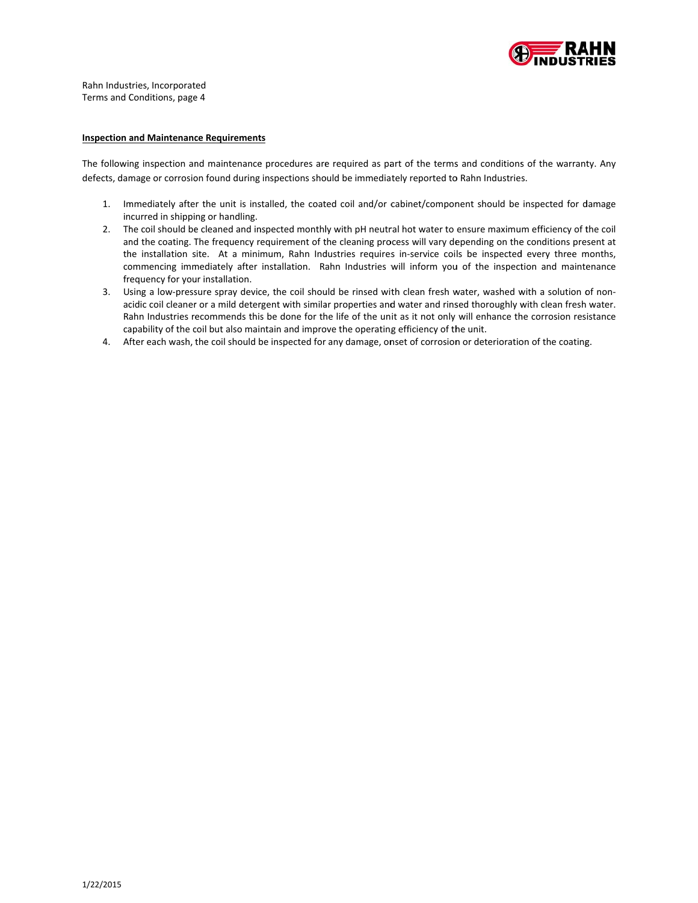**Inspection and Maintenance Requirements**

The following inspection and maintenance procedures are required as part of the terms and conditions of the warranty. Any defects, damage or corrosion found during inspections should be immediately reported to Rahn Industries.

1. Immediately after the unit is installed, the coated coil and/or cabinet/component should be inspected for damage incurred in shipping or handling.
2. The coil should be cleaned and inspected monthly with pH neutral hot water to ensure maximum efficiency of the coil and the coating. The frequency requirement of the cleaning process will vary depending on the conditions present at the installation site. At a minimum, Rahn Industries requires in-service coils be inspected every three months, commencing immediately after installation. Rahn Industries will inform you of the inspection and maintenance frequency for your installation.
3. Using a low-pressure spray device, the coil should be rinsed with clean fresh water, washed with a solution of non-acidic coil cleaner or a mild detergent with similar properties and water and rinsed thoroughly with clean fresh water. Rahn Industries recommends this be done for the life of the unit as it not only will enhance the corrosion resistance capability of the coil but also maintain and improve the operating efficiency of the unit.
4. After each wash, the coil should be inspected for any damage, onset of corrosion or deterioration of the coating.